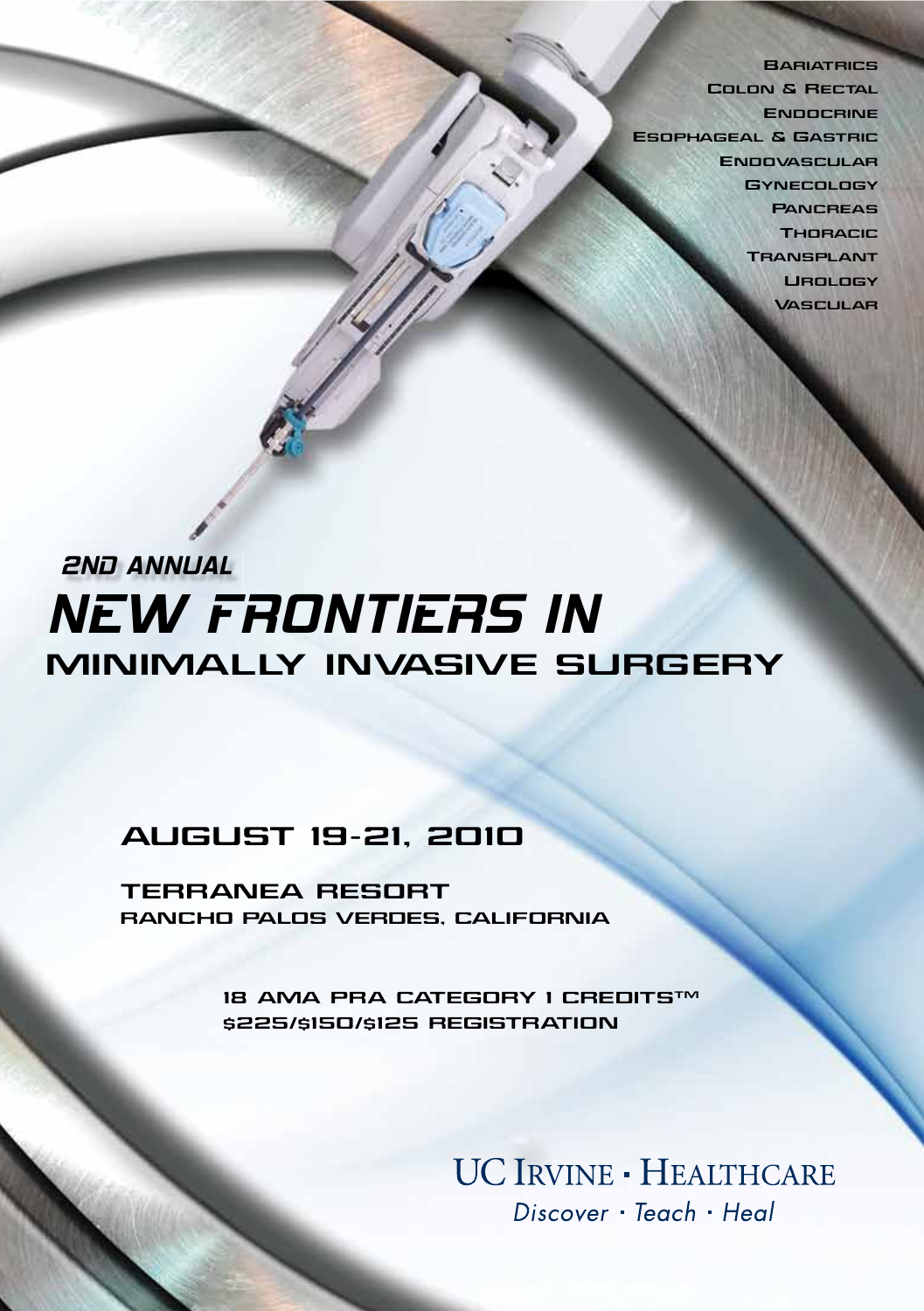- Bariatrics
- Colon & Rectal
- Endocrine
- Esophageal & Gastric
- Endovascular
- Gynecology
- Pancreas
- Thoracic
- Transplant
- Urology
- Vascular

*2nd Annual*

# *New Frontiers in* Minimally Invasive Surgery

## August 19-21, 2010

**Terranea Resort**
**Rancho Palos Verdes, California**

**18 AMA PRA Category 1 Credits™**
**$225/$150/$125 Registration**

UC Irvine · Healthcare
*Discover · Teach · Heal*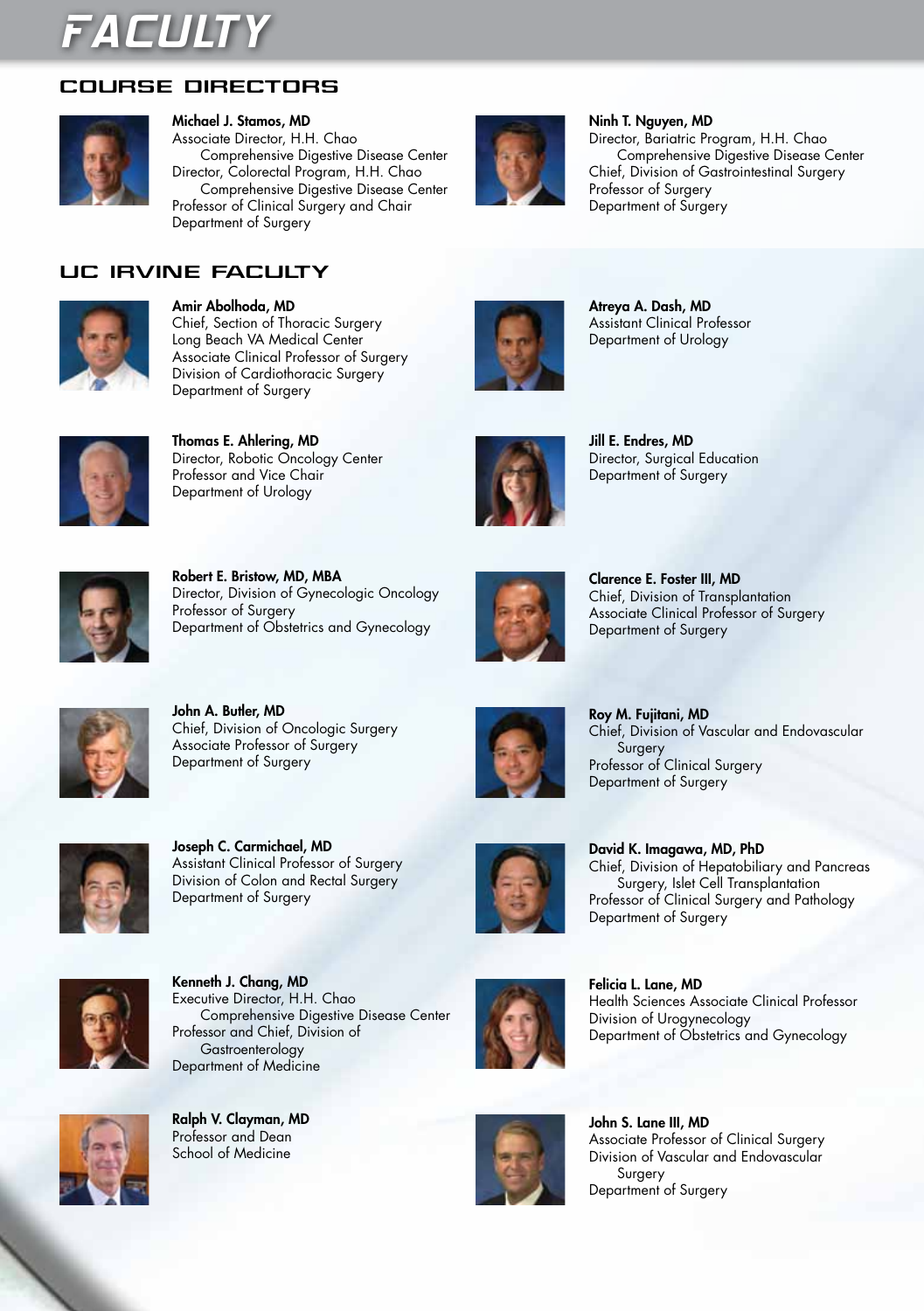# FACULTY

## COURSE DIRECTORS

**Michael J. Stamos, MD**
Associate Director, H.H. Chao Comprehensive Digestive Disease Center
Director, Colorectal Program, H.H. Chao Comprehensive Digestive Disease Center
Professor of Clinical Surgery and Chair
Department of Surgery

**Ninh T. Nguyen, MD**
Director, Bariatric Program, H.H. Chao Comprehensive Digestive Disease Center
Chief, Division of Gastrointestinal Surgery
Professor of Surgery
Department of Surgery

## UC IRVINE FACULTY

**Amir Abolhoda, MD**
Chief, Section of Thoracic Surgery
Long Beach VA Medical Center
Associate Clinical Professor of Surgery
Division of Cardiothoracic Surgery
Department of Surgery

**Thomas E. Ahlering, MD**
Director, Robotic Oncology Center
Professor and Vice Chair
Department of Urology

**Robert E. Bristow, MD, MBA**
Director, Division of Gynecologic Oncology
Professor of Surgery
Department of Obstetrics and Gynecology

**John A. Butler, MD**
Chief, Division of Oncologic Surgery
Associate Professor of Surgery
Department of Surgery

**Joseph C. Carmichael, MD**
Assistant Clinical Professor of Surgery
Division of Colon and Rectal Surgery
Department of Surgery

**Kenneth J. Chang, MD**
Executive Director, H.H. Chao Comprehensive Digestive Disease Center
Professor and Chief, Division of Gastroenterology
Department of Medicine

**Ralph V. Clayman, MD**
Professor and Dean
School of Medicine

**Atreya A. Dash, MD**
Assistant Clinical Professor
Department of Urology

**Jill E. Endres, MD**
Director, Surgical Education
Department of Surgery

**Clarence E. Foster III, MD**
Chief, Division of Transplantation
Associate Clinical Professor of Surgery
Department of Surgery

**Roy M. Fujitani, MD**
Chief, Division of Vascular and Endovascular Surgery
Professor of Clinical Surgery
Department of Surgery

**David K. Imagawa, MD, PhD**
Chief, Division of Hepatobiliary and Pancreas Surgery, Islet Cell Transplantation
Professor of Clinical Surgery and Pathology
Department of Surgery

**Felicia L. Lane, MD**
Health Sciences Associate Clinical Professor
Division of Urogynecology
Department of Obstetrics and Gynecology

**John S. Lane III, MD**
Associate Professor of Clinical Surgery
Division of Vascular and Endovascular Surgery
Department of Surgery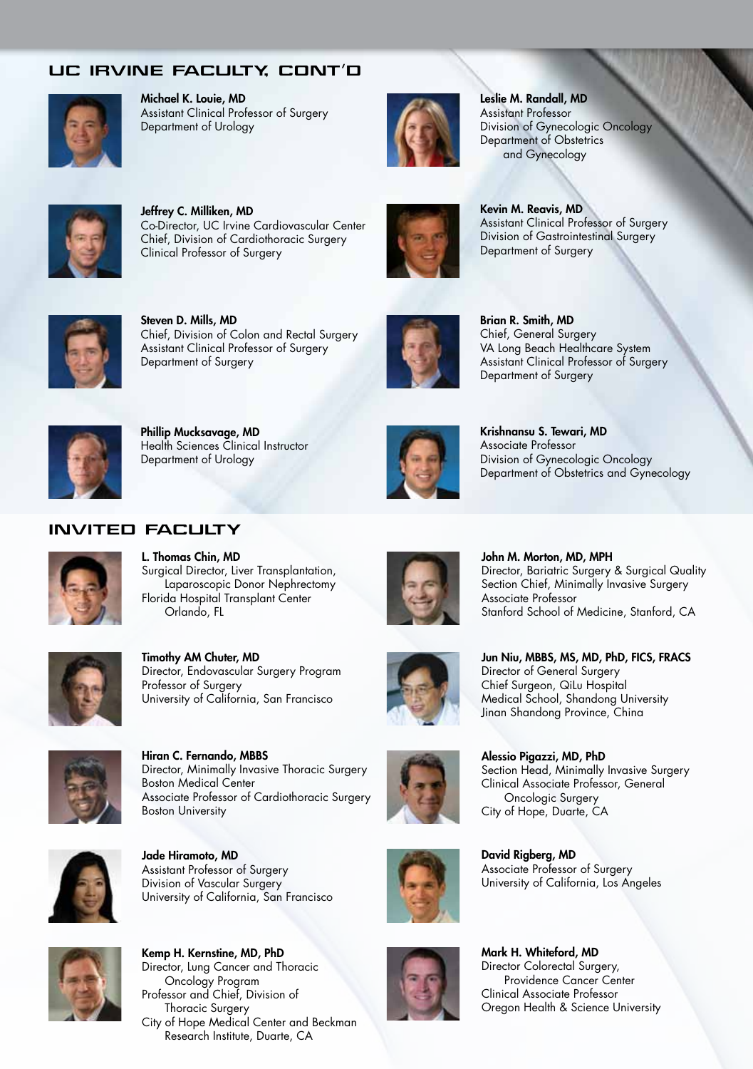## UC IRVINE FACULTY, CONT'D

**Michael K. Louie, MD**
Assistant Clinical Professor of Surgery
Department of Urology

**Jeffrey C. Milliken, MD**
Co-Director, UC Irvine Cardiovascular Center
Chief, Division of Cardiothoracic Surgery
Clinical Professor of Surgery

**Steven D. Mills, MD**
Chief, Division of Colon and Rectal Surgery
Assistant Clinical Professor of Surgery
Department of Surgery

**Phillip Mucksavage, MD**
Health Sciences Clinical Instructor
Department of Urology

**Leslie M. Randall, MD**
Assistant Professor
Division of Gynecologic Oncology
Department of Obstetrics and Gynecology

**Kevin M. Reavis, MD**
Assistant Clinical Professor of Surgery
Division of Gastrointestinal Surgery
Department of Surgery

**Brian R. Smith, MD**
Chief, General Surgery
VA Long Beach Healthcare System
Assistant Clinical Professor of Surgery
Department of Surgery

**Krishnansu S. Tewari, MD**
Associate Professor
Division of Gynecologic Oncology
Department of Obstetrics and Gynecology

## INVITED FACULTY

**L. Thomas Chin, MD**
Surgical Director, Liver Transplantation, Laparoscopic Donor Nephrectomy
Florida Hospital Transplant Center
Orlando, FL

**Timothy AM Chuter, MD**
Director, Endovascular Surgery Program
Professor of Surgery
University of California, San Francisco

**Hiran C. Fernando, MBBS**
Director, Minimally Invasive Thoracic Surgery
Boston Medical Center
Associate Professor of Cardiothoracic Surgery
Boston University

**Jade Hiramoto, MD**
Assistant Professor of Surgery
Division of Vascular Surgery
University of California, San Francisco

**Kemp H. Kernstine, MD, PhD**
Director, Lung Cancer and Thoracic Oncology Program
Professor and Chief, Division of Thoracic Surgery
City of Hope Medical Center and Beckman Research Institute, Duarte, CA

**John M. Morton, MD, MPH**
Director, Bariatric Surgery & Surgical Quality
Section Chief, Minimally Invasive Surgery
Associate Professor
Stanford School of Medicine, Stanford, CA

**Jun Niu, MBBS, MS, MD, PhD, FICS, FRACS**
Director of General Surgery
Chief Surgeon, QiLu Hospital
Medical School, Shandong University
Jinan Shandong Province, China

**Alessio Pigazzi, MD, PhD**
Section Head, Minimally Invasive Surgery
Clinical Associate Professor, General Oncologic Surgery
City of Hope, Duarte, CA

**David Rigberg, MD**
Associate Professor of Surgery
University of California, Los Angeles

**Mark H. Whiteford, MD**
Director Colorectal Surgery, Providence Cancer Center
Clinical Associate Professor
Oregon Health & Science University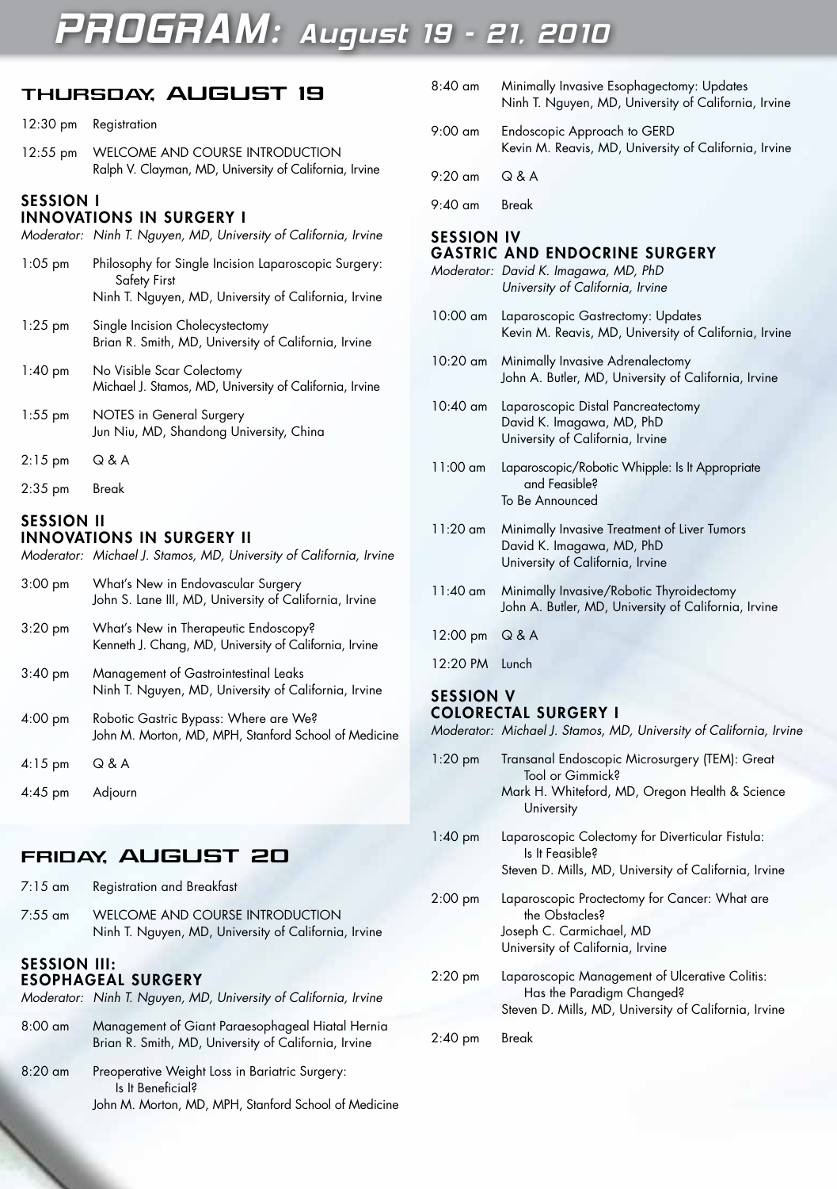# PROGRAM: August 19 - 21, 2010

## THURSDAY, AUGUST 19

12:30 pm Registration

12:55 pm WELCOME AND COURSE INTRODUCTION
Ralph V. Clayman, MD, University of California, Irvine

### SESSION I
### INNOVATIONS IN SURGERY I

*Moderator: Ninh T. Nguyen, MD, University of California, Irvine*

1:05 pm Philosophy for Single Incision Laparoscopic Surgery: Safety First
Ninh T. Nguyen, MD, University of California, Irvine

1:25 pm Single Incision Cholecystectomy
Brian R. Smith, MD, University of California, Irvine

1:40 pm No Visible Scar Colectomy
Michael J. Stamos, MD, University of California, Irvine

1:55 pm NOTES in General Surgery
Jun Niu, MD, Shandong University, China

2:15 pm Q & A

2:35 pm Break

### SESSION II
### INNOVATIONS IN SURGERY II

*Moderator: Michael J. Stamos, MD, University of California, Irvine*

3:00 pm What's New in Endovascular Surgery
John S. Lane III, MD, University of California, Irvine

3:20 pm What's New in Therapeutic Endoscopy?
Kenneth J. Chang, MD, University of California, Irvine

3:40 pm Management of Gastrointestinal Leaks
Ninh T. Nguyen, MD, University of California, Irvine

4:00 pm Robotic Gastric Bypass: Where are We?
John M. Morton, MD, MPH, Stanford School of Medicine

4:15 pm Q & A

4:45 pm Adjourn

## FRIDAY, AUGUST 20

7:15 am Registration and Breakfast

7:55 am WELCOME AND COURSE INTRODUCTION
Ninh T. Nguyen, MD, University of California, Irvine

### SESSION III:
### ESOPHAGEAL SURGERY

*Moderator: Ninh T. Nguyen, MD, University of California, Irvine*

8:00 am Management of Giant Paraesophageal Hiatal Hernia
Brian R. Smith, MD, University of California, Irvine

8:20 am Preoperative Weight Loss in Bariatric Surgery: Is It Beneficial?
John M. Morton, MD, MPH, Stanford School of Medicine

8:40 am Minimally Invasive Esophagectomy: Updates
Ninh T. Nguyen, MD, University of California, Irvine

9:00 am Endoscopic Approach to GERD
Kevin M. Reavis, MD, University of California, Irvine

9:20 am Q & A

9:40 am Break

### SESSION IV
### GASTRIC AND ENDOCRINE SURGERY

*Moderator: David K. Imagawa, MD, PhD
University of California, Irvine*

10:00 am Laparoscopic Gastrectomy: Updates
Kevin M. Reavis, MD, University of California, Irvine

10:20 am Minimally Invasive Adrenalectomy
John A. Butler, MD, University of California, Irvine

10:40 am Laparoscopic Distal Pancreatectomy
David K. Imagawa, MD, PhD
University of California, Irvine

11:00 am Laparoscopic/Robotic Whipple: Is It Appropriate and Feasible?
To Be Announced

11:20 am Minimally Invasive Treatment of Liver Tumors
David K. Imagawa, MD, PhD
University of California, Irvine

11:40 am Minimally Invasive/Robotic Thyroidectomy
John A. Butler, MD, University of California, Irvine

12:00 pm Q & A

12:20 PM Lunch

### SESSION V
### COLORECTAL SURGERY I

*Moderator: Michael J. Stamos, MD, University of California, Irvine*

1:20 pm Transanal Endoscopic Microsurgery (TEM): Great Tool or Gimmick?
Mark H. Whiteford, MD, Oregon Health & Science University

1:40 pm Laparoscopic Colectomy for Diverticular Fistula: Is It Feasible?
Steven D. Mills, MD, University of California, Irvine

2:00 pm Laparoscopic Proctectomy for Cancer: What are the Obstacles?
Joseph C. Carmichael, MD
University of California, Irvine

2:20 pm Laparoscopic Management of Ulcerative Colitis: Has the Paradigm Changed?
Steven D. Mills, MD, University of California, Irvine

2:40 pm Break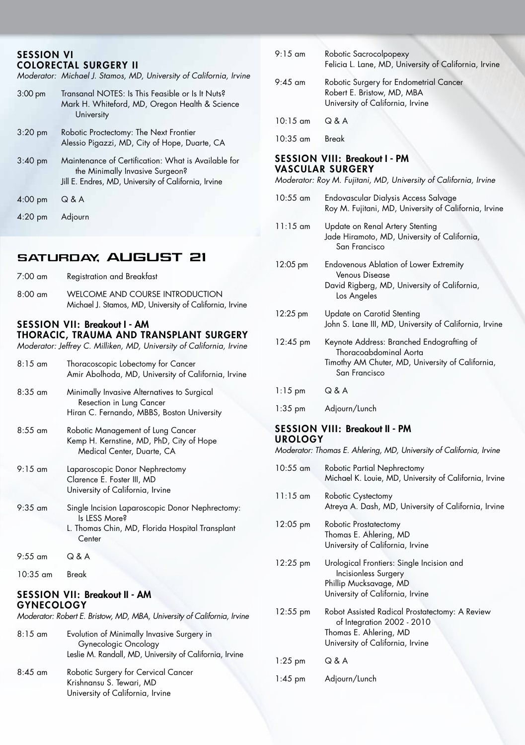## SESSION VI
## COLORECTAL SURGERY II

*Moderator: Michael J. Stamos, MD, University of California, Irvine*

| | |
|---|---|
| 3:00 pm | Transanal NOTES: Is This Feasible or Is It Nuts? Mark H. Whiteford, MD, Oregon Health & Science University |
| 3:20 pm | Robotic Proctectomy: The Next Frontier Alessio Pigazzi, MD, City of Hope, Duarte, CA |
| 3:40 pm | Maintenance of Certification: What is Available for the Minimally Invasive Surgeon? Jill E. Endres, MD, University of California, Irvine |
| 4:00 pm | Q & A |
| 4:20 pm | Adjourn |

# SATURDAY, AUGUST 21

| | |
|---|---|
| 7:00 am | Registration and Breakfast |
| 8:00 am | WELCOME AND COURSE INTRODUCTION Michael J. Stamos, MD, University of California, Irvine |

## SESSION VII: Breakout I - AM
## THORACIC, TRAUMA AND TRANSPLANT SURGERY

*Moderator: Jeffrey C. Milliken, MD, University of California, Irvine*

| | |
|---|---|
| 8:15 am | Thoracoscopic Lobectomy for Cancer Amir Abolhoda, MD, University of California, Irvine |
| 8:35 am | Minimally Invasive Alternatives to Surgical Resection in Lung Cancer Hiran C. Fernando, MBBS, Boston University |
| 8:55 am | Robotic Management of Lung Cancer Kemp H. Kernstine, MD, PhD, City of Hope Medical Center, Duarte, CA |
| 9:15 am | Laparoscopic Donor Nephrectomy Clarence E. Foster III, MD University of California, Irvine |
| 9:35 am | Single Incision Laparoscopic Donor Nephrectomy: Is LESS More? L. Thomas Chin, MD, Florida Hospital Transplant Center |
| 9:55 am | Q & A |
| 10:35 am | Break |

## SESSION VII: Breakout II - AM
## GYNECOLOGY

*Moderator: Robert E. Bristow, MD, MBA, University of California, Irvine*

| | |
|---|---|
| 8:15 am | Evolution of Minimally Invasive Surgery in Gynecologic Oncology Leslie M. Randall, MD, University of California, Irvine |
| 8:45 am | Robotic Surgery for Cervical Cancer Krishnansu S. Tewari, MD University of California, Irvine |
| 9:15 am | Robotic Sacrocolpopexy Felicia L. Lane, MD, University of California, Irvine |
| 9:45 am | Robotic Surgery for Endometrial Cancer Robert E. Bristow, MD, MBA University of California, Irvine |
| 10:15 am | Q & A |
| 10:35 am | Break |

## SESSION VIII: Breakout I - PM
## VASCULAR SURGERY

*Moderator: Roy M. Fujitani, MD, University of California, Irvine*

| | |
|---|---|
| 10:55 am | Endovascular Dialysis Access Salvage Roy M. Fujitani, MD, University of California, Irvine |
| 11:15 am | Update on Renal Artery Stenting Jade Hiramoto, MD, University of California, San Francisco |
| 12:05 pm | Endovenous Ablation of Lower Extremity Venous Disease David Rigberg, MD, University of California, Los Angeles |
| 12:25 pm | Update on Carotid Stenting John S. Lane III, MD, University of California, Irvine |
| 12:45 pm | Keynote Address: Branched Endografting of Thoracoabdominal Aorta Timothy AM Chuter, MD, University of California, San Francisco |
| 1:15 pm | Q & A |
| 1:35 pm | Adjourn/Lunch |

## SESSION VIII: Breakout II - PM
## UROLOGY

*Moderator: Thomas E. Ahlering, MD, University of California, Irvine*

| | |
|---|---|
| 10:55 am | Robotic Partial Nephrectomy Michael K. Louie, MD, University of California, Irvine |
| 11:15 am | Robotic Cystectomy Atreya A. Dash, MD, University of California, Irvine |
| 12:05 pm | Robotic Prostatectomy Thomas E. Ahlering, MD University of California, Irvine |
| 12:25 pm | Urological Frontiers: Single Incision and Incisionless Surgery Phillip Mucksavage, MD University of California, Irvine |
| 12:55 pm | Robot Assisted Radical Prostatectomy: A Review of Integration 2002 - 2010 Thomas E. Ahlering, MD University of California, Irvine |
| 1:25 pm | Q & A |
| 1:45 pm | Adjourn/Lunch |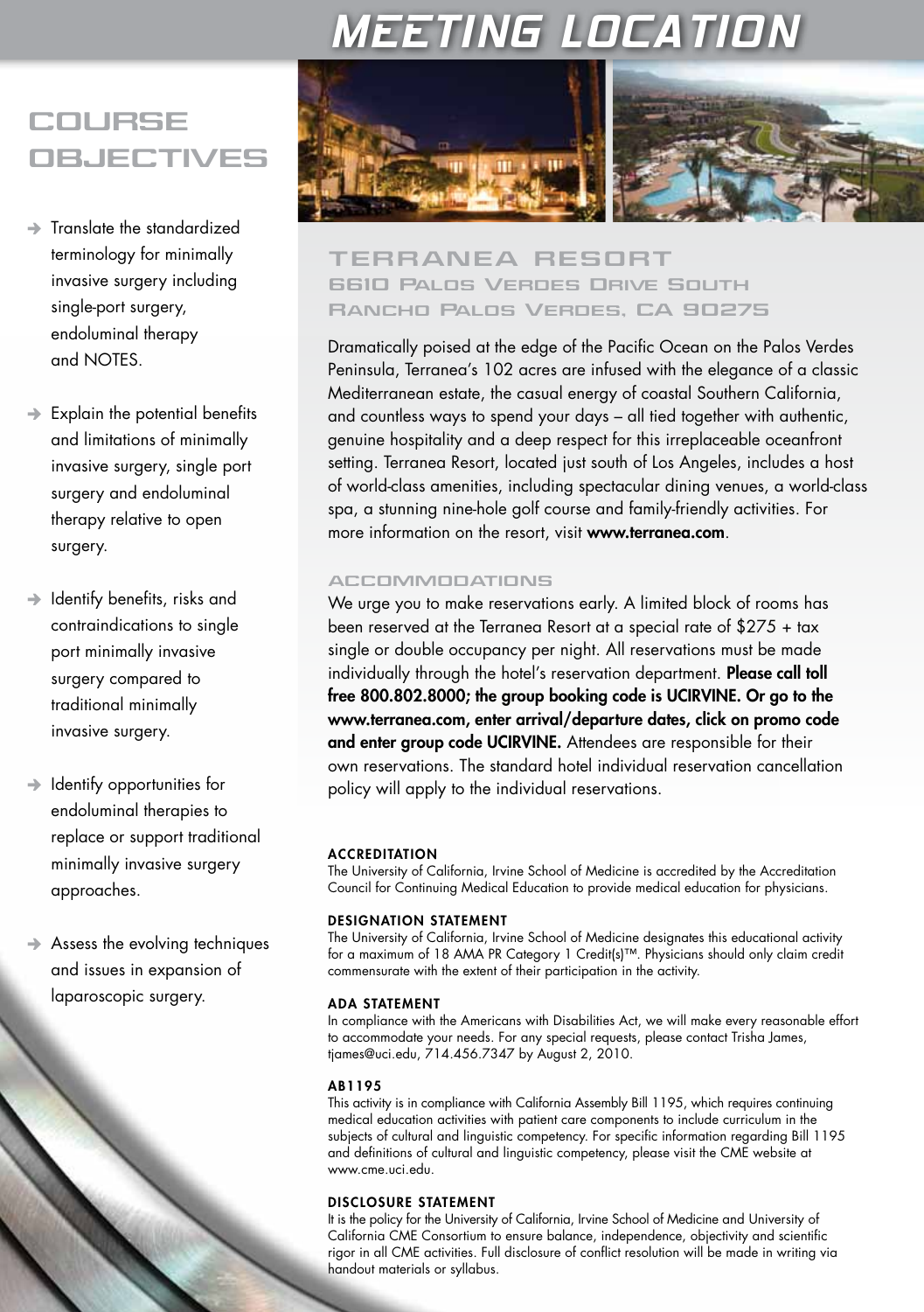# MEETING LOCATION

## COURSE OBJECTIVES

- Translate the standardized terminology for minimally invasive surgery including single-port surgery, endoluminal therapy and NOTES.
- Explain the potential benefits and limitations of minimally invasive surgery, single port surgery and endoluminal therapy relative to open surgery.
- Identify benefits, risks and contraindications to single port minimally invasive surgery compared to traditional minimally invasive surgery.
- Identify opportunities for endoluminal therapies to replace or support traditional minimally invasive surgery approaches.
- Assess the evolving techniques and issues in expansion of laparoscopic surgery.

## TERRANEA RESORT

### 6610 PALOS VERDES DRIVE SOUTH
### RANCHO PALOS VERDES, CA 90275

Dramatically poised at the edge of the Pacific Ocean on the Palos Verdes Peninsula, Terranea's 102 acres are infused with the elegance of a classic Mediterranean estate, the casual energy of coastal Southern California, and countless ways to spend your days – all tied together with authentic, genuine hospitality and a deep respect for this irreplaceable oceanfront setting. Terranea Resort, located just south of Los Angeles, includes a host of world-class amenities, including spectacular dining venues, a world-class spa, a stunning nine-hole golf course and family-friendly activities. For more information on the resort, visit **www.terranea.com**.

### ACCOMMODATIONS

We urge you to make reservations early. A limited block of rooms has been reserved at the Terranea Resort at a special rate of $275 + tax single or double occupancy per night. All reservations must be made individually through the hotel's reservation department. **Please call toll free 800.802.8000; the group booking code is UCIRVINE. Or go to the www.terranea.com, enter arrival/departure dates, click on promo code and enter group code UCIRVINE.** Attendees are responsible for their own reservations. The standard hotel individual reservation cancellation policy will apply to the individual reservations.

### ACCREDITATION

The University of California, Irvine School of Medicine is accredited by the Accreditation Council for Continuing Medical Education to provide medical education for physicians.

### DESIGNATION STATEMENT

The University of California, Irvine School of Medicine designates this educational activity for a maximum of 18 AMA PR Category 1 Credit(s)™. Physicians should only claim credit commensurate with the extent of their participation in the activity.

### ADA STATEMENT

In compliance with the Americans with Disabilities Act, we will make every reasonable effort to accommodate your needs. For any special requests, please contact Trisha James, tjames@uci.edu, 714.456.7347 by August 2, 2010.

### AB1195

This activity is in compliance with California Assembly Bill 1195, which requires continuing medical education activities with patient care components to include curriculum in the subjects of cultural and linguistic competency. For specific information regarding Bill 1195 and definitions of cultural and linguistic competency, please visit the CME website at www.cme.uci.edu.

### DISCLOSURE STATEMENT

It is the policy for the University of California, Irvine School of Medicine and University of California CME Consortium to ensure balance, independence, objectivity and scientific rigor in all CME activities. Full disclosure of conflict resolution will be made in writing via handout materials or syllabus.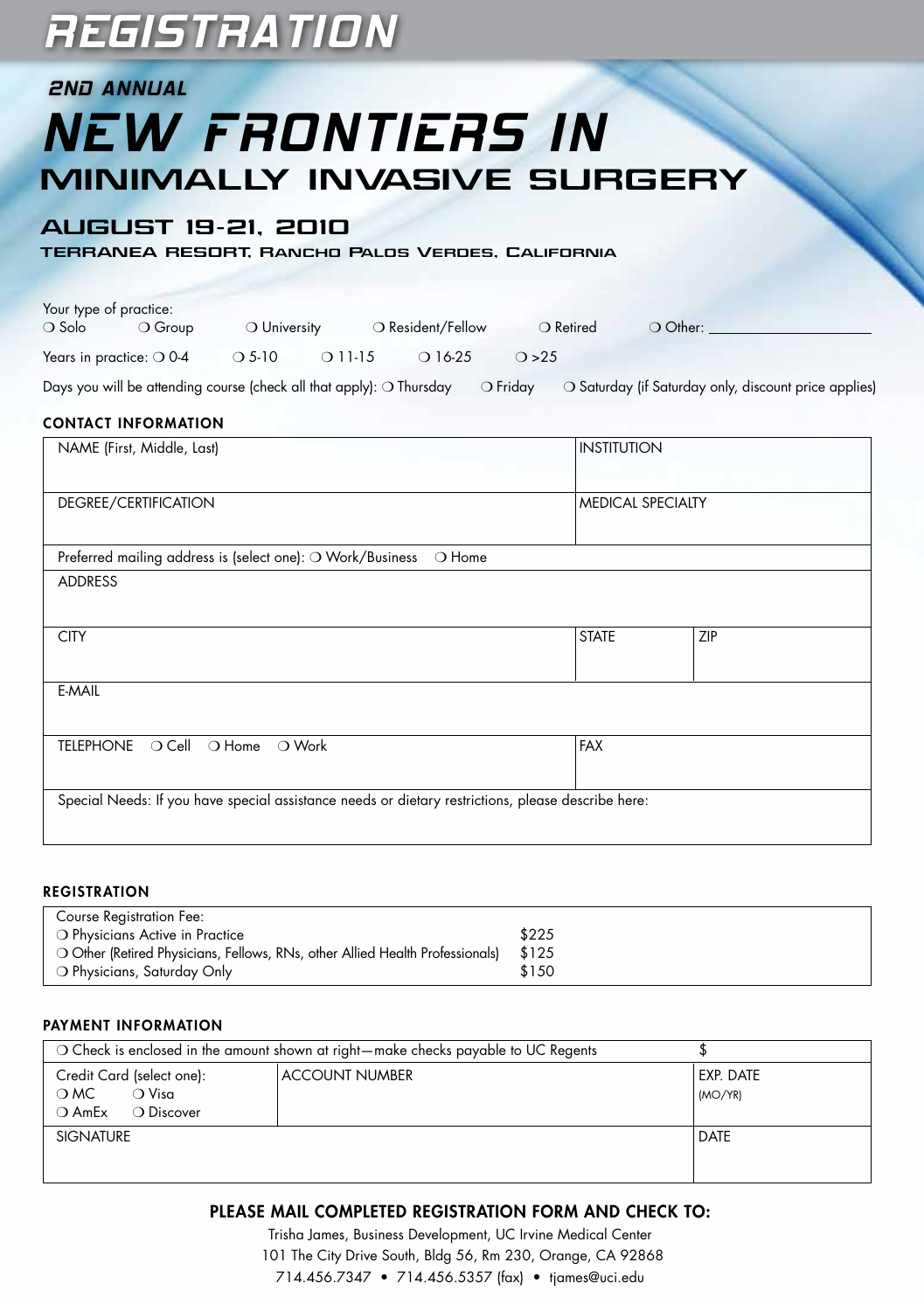# REGISTRATION

### 2ND ANNUAL

# NEW FRONTIERS IN MINIMALLY INVASIVE SURGERY

## AUGUST 19-21, 2010

**TERRANEA RESORT, RANCHO PALOS VERDES, CALIFORNIA**

Your type of practice:
❍ Solo ❍ Group ❍ University ❍ Resident/Fellow ❍ Retired ❍ Other: ____________________

Years in practice: ❍ 0-4 ❍ 5-10 ❍ 11-15 ❍ 16-25 ❍ >25

Days you will be attending course (check all that apply): ❍ Thursday ❍ Friday ❍ Saturday (if Saturday only, discount price applies)

### CONTACT INFORMATION

| NAME (First, Middle, Last) | INSTITUTION | |
|---|---|---|
| DEGREE/CERTIFICATION | MEDICAL SPECIALTY | |
| Preferred mailing address is (select one): ❍ Work/Business ❍ Home | | |
| ADDRESS | | |
| CITY | STATE | ZIP |
| E-MAIL | | |
| TELEPHONE ❍ Cell ❍ Home ❍ Work | FAX | |
| Special Needs: If you have special assistance needs or dietary restrictions, please describe here: | | |

### REGISTRATION

| Course Registration Fee: | |
|---|---|
| ❍ Physicians Active in Practice | $225 |
| ❍ Other (Retired Physicians, Fellows, RNs, other Allied Health Professionals) | $125 |
| ❍ Physicians, Saturday Only | $150 |

### PAYMENT INFORMATION

| ❍ Check is enclosed in the amount shown at right—make checks payable to UC Regents | | $ |
|---|---|---|
| Credit Card (select one): ❍ MC ❍ Visa ❍ AmEx ❍ Discover | ACCOUNT NUMBER | EXP. DATE (MO/YR) |
| SIGNATURE | | DATE |

### PLEASE MAIL COMPLETED REGISTRATION FORM AND CHECK TO:

Trisha James, Business Development, UC Irvine Medical Center
101 The City Drive South, Bldg 56, Rm 230, Orange, CA 92868
714.456.7347 • 714.456.5357 (fax) • tjames@uci.edu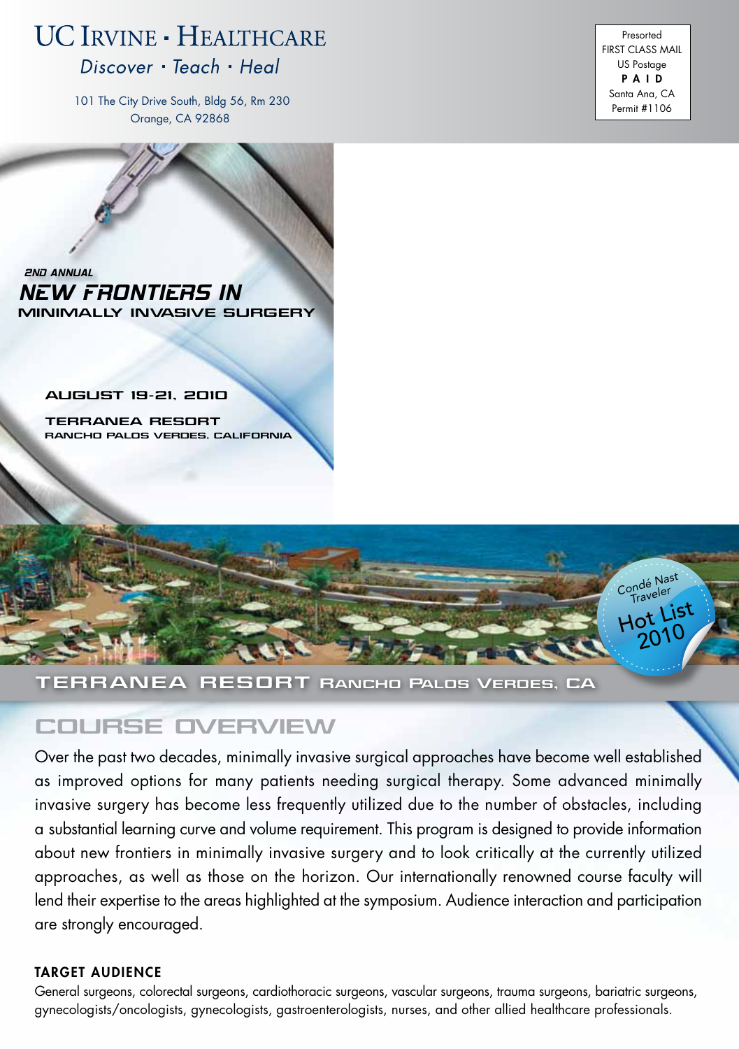UC Irvine · Healthcare

*Discover · Teach · Heal*

101 The City Drive South, Bldg 56, Rm 230
Orange, CA 92868

Presorted
FIRST CLASS MAIL
US Postage
**PAID**
Santa Ana, CA
Permit #1106

*2ND ANNUAL*

# *NEW FRONTIERS IN* MINIMALLY INVASIVE SURGERY

AUGUST 19-21, 2010

TERRANEA RESORT
RANCHO PALOS VERDES, CALIFORNIA

Condé Nast Traveler Hot List 2010

TERRANEA RESORT Rancho Palos Verdes, CA

## COURSE OVERVIEW

Over the past two decades, minimally invasive surgical approaches have become well established as improved options for many patients needing surgical therapy. Some advanced minimally invasive surgery has become less frequently utilized due to the number of obstacles, including a substantial learning curve and volume requirement. This program is designed to provide information about new frontiers in minimally invasive surgery and to look critically at the currently utilized approaches, as well as those on the horizon. Our internationally renowned course faculty will lend their expertise to the areas highlighted at the symposium. Audience interaction and participation are strongly encouraged.

### TARGET AUDIENCE

General surgeons, colorectal surgeons, cardiothoracic surgeons, vascular surgeons, trauma surgeons, bariatric surgeons, gynecologists/oncologists, gynecologists, gastroenterologists, nurses, and other allied healthcare professionals.